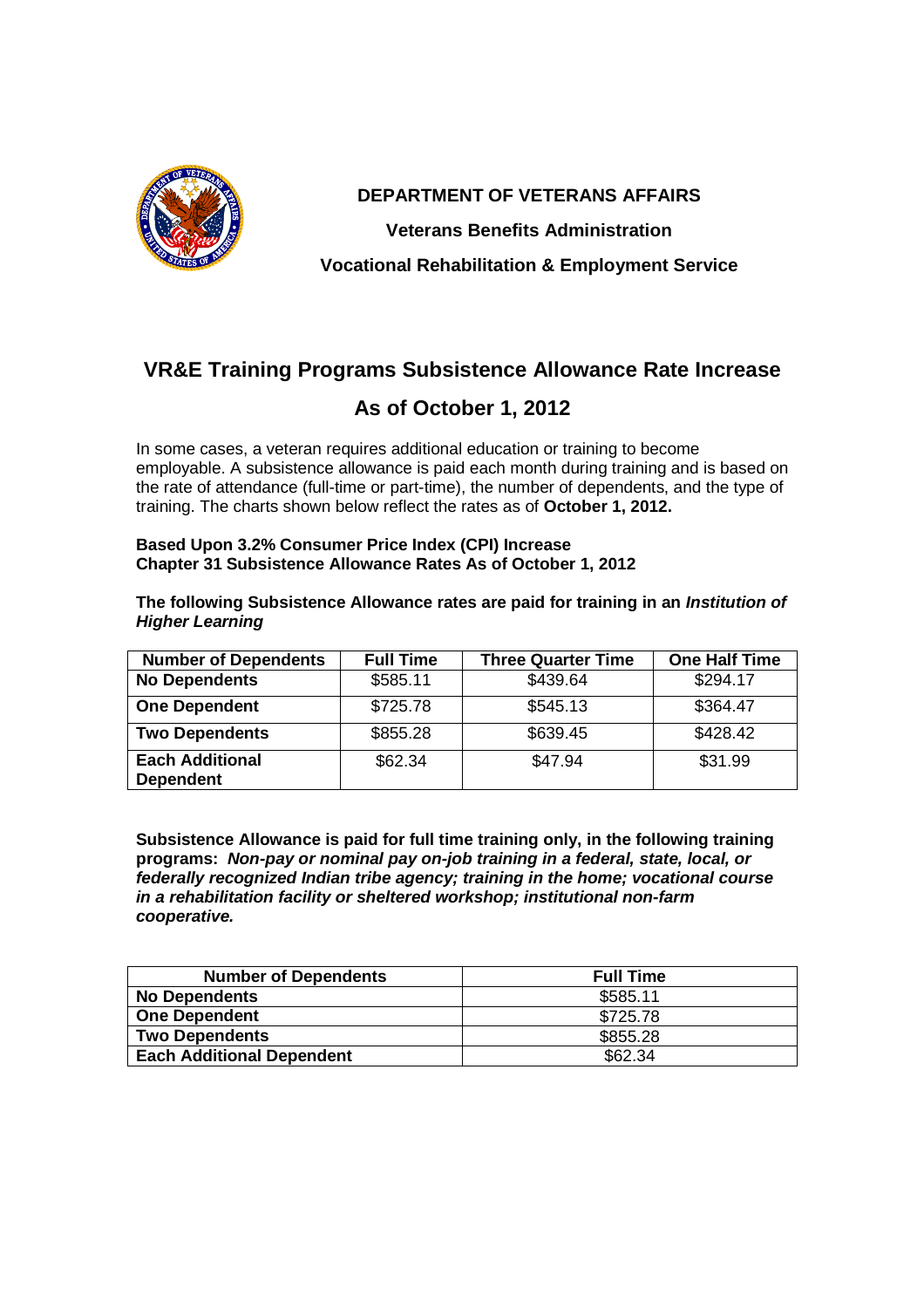**DEPARTMENT OF VETERANS AFFAIRS**

**Veterans Benefits Administration**

**Vocational Rehabilitation & Employment Service**

# VR&E Training Programs Subsistence Allowance Rate Increase

## As of October 1, 2012

In some cases, a veteran requires additional education or training to become employable. A subsistence allowance is paid each month during training and is based on the rate of attendance (full-time or part-time), the number of dependents, and the type of training. The charts shown below reflect the rates as of **October 1, 2012.**

**Based Upon 3.2% Consumer Price Index (CPI) Increase**
**Chapter 31 Subsistence Allowance Rates As of October 1, 2012**

**The following Subsistence Allowance rates are paid for training in an *Institution of Higher Learning***

| Number of Dependents | Full Time | Three Quarter Time | One Half Time |
|---|---|---|---|
| **No Dependents** | $585.11 | $439.64 | $294.17 |
| **One Dependent** | $725.78 | $545.13 | $364.47 |
| **Two Dependents** | $855.28 | $639.45 | $428.42 |
| **Each Additional Dependent** | $62.34 | $47.94 | $31.99 |

**Subsistence Allowance is paid for full time training only, in the following training programs: *Non-pay or nominal pay on-job training in a federal, state, local, or federally recognized Indian tribe agency; training in the home; vocational course in a rehabilitation facility or sheltered workshop; institutional non-farm cooperative.***

| Number of Dependents | Full Time |
|---|---|
| **No Dependents** | $585.11 |
| **One Dependent** | $725.78 |
| **Two Dependents** | $855.28 |
| **Each Additional Dependent** | $62.34 |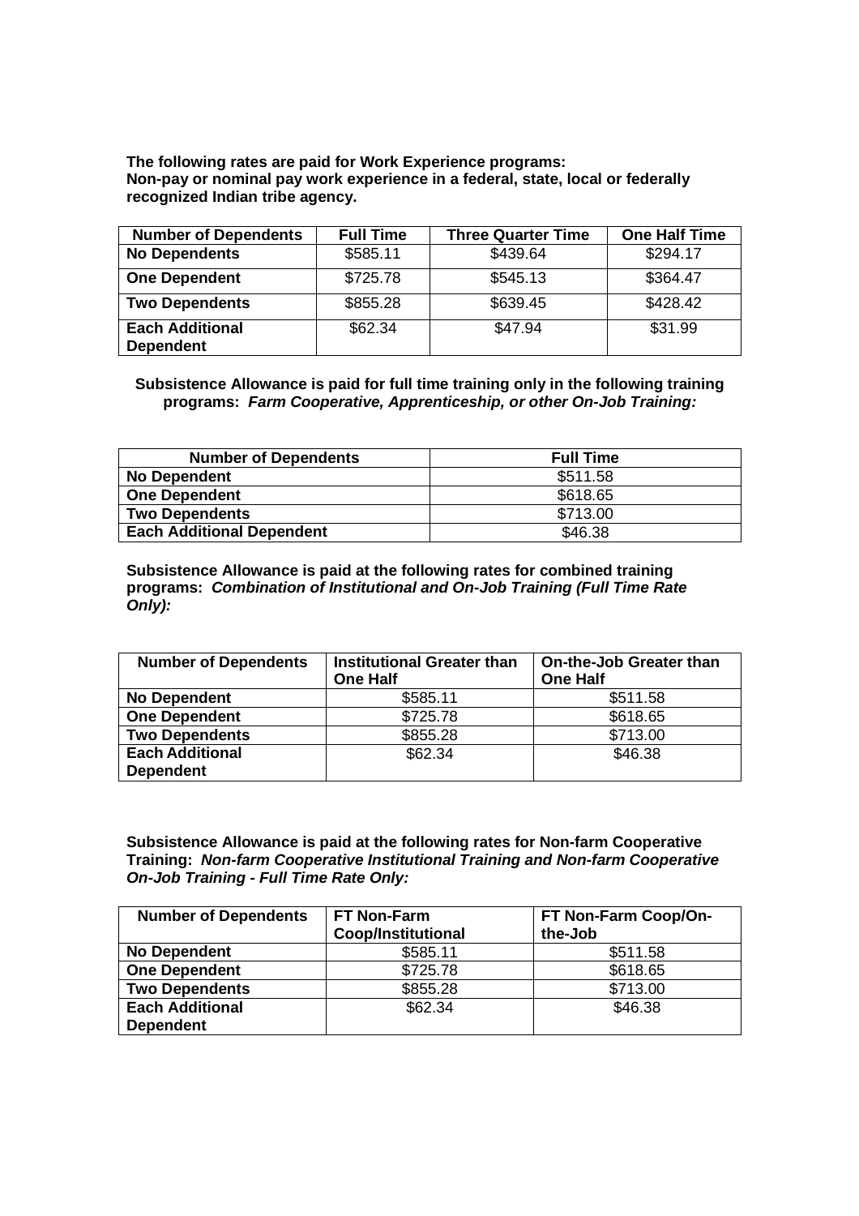**The following rates are paid for Work Experience programs:**
**Non-pay or nominal pay work experience in a federal, state, local or federally recognized Indian tribe agency.**

| Number of Dependents | Full Time | Three Quarter Time | One Half Time |
|---|---|---|---|
| **No Dependents** | $585.11 | $439.64 | $294.17 |
| **One Dependent** | $725.78 | $545.13 | $364.47 |
| **Two Dependents** | $855.28 | $639.45 | $428.42 |
| **Each Additional Dependent** | $62.34 | $47.94 | $31.99 |

**Subsistence Allowance is paid for full time training only in the following training programs:** ***Farm Cooperative, Apprenticeship, or other On-Job Training:***

| Number of Dependents | Full Time |
|---|---|
| **No Dependent** | $511.58 |
| **One Dependent** | $618.65 |
| **Two Dependents** | $713.00 |
| **Each Additional Dependent** | $46.38 |

**Subsistence Allowance is paid at the following rates for combined training programs:** ***Combination of Institutional and On-Job Training (Full Time Rate Only):***

| Number of Dependents | Institutional Greater than One Half | On-the-Job Greater than One Half |
|---|---|---|
| **No Dependent** | $585.11 | $511.58 |
| **One Dependent** | $725.78 | $618.65 |
| **Two Dependents** | $855.28 | $713.00 |
| **Each Additional Dependent** | $62.34 | $46.38 |

**Subsistence Allowance is paid at the following rates for Non-farm Cooperative Training:** ***Non-farm Cooperative Institutional Training and Non-farm Cooperative On-Job Training - Full Time Rate Only:***

| Number of Dependents | FT Non-Farm Coop/Institutional | FT Non-Farm Coop/On-the-Job |
|---|---|---|
| **No Dependent** | $585.11 | $511.58 |
| **One Dependent** | $725.78 | $618.65 |
| **Two Dependents** | $855.28 | $713.00 |
| **Each Additional Dependent** | $62.34 | $46.38 |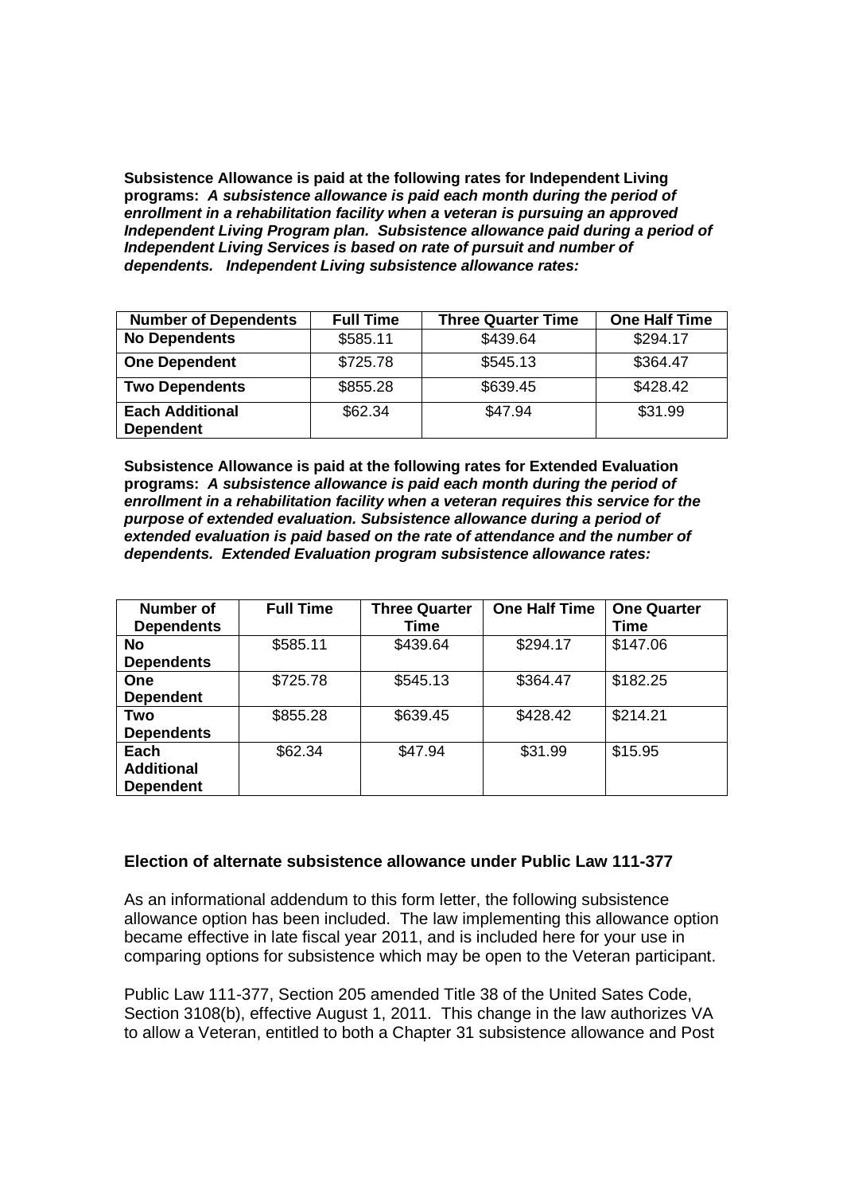**Subsistence Allowance is paid at the following rates for Independent Living programs:** ***A subsistence allowance is paid each month during the period of enrollment in a rehabilitation facility when a veteran is pursuing an approved Independent Living Program plan. Subsistence allowance paid during a period of Independent Living Services is based on rate of pursuit and number of dependents. Independent Living subsistence allowance rates:***

| Number of Dependents | Full Time | Three Quarter Time | One Half Time |
|---|---|---|---|
| **No Dependents** | $585.11 | $439.64 | $294.17 |
| **One Dependent** | $725.78 | $545.13 | $364.47 |
| **Two Dependents** | $855.28 | $639.45 | $428.42 |
| **Each Additional Dependent** | $62.34 | $47.94 | $31.99 |

**Subsistence Allowance is paid at the following rates for Extended Evaluation programs:** ***A subsistence allowance is paid each month during the period of enrollment in a rehabilitation facility when a veteran requires this service for the purpose of extended evaluation. Subsistence allowance during a period of extended evaluation is paid based on the rate of attendance and the number of dependents. Extended Evaluation program subsistence allowance rates:***

| Number of Dependents | Full Time | Three Quarter Time | One Half Time | One Quarter Time |
|---|---|---|---|---|
| **No Dependents** | $585.11 | $439.64 | $294.17 | $147.06 |
| **One Dependent** | $725.78 | $545.13 | $364.47 | $182.25 |
| **Two Dependents** | $855.28 | $639.45 | $428.42 | $214.21 |
| **Each Additional Dependent** | $62.34 | $47.94 | $31.99 | $15.95 |

**Election of alternate subsistence allowance under Public Law 111-377**

As an informational addendum to this form letter, the following subsistence allowance option has been included. The law implementing this allowance option became effective in late fiscal year 2011, and is included here for your use in comparing options for subsistence which may be open to the Veteran participant.

Public Law 111-377, Section 205 amended Title 38 of the United Sates Code, Section 3108(b), effective August 1, 2011. This change in the law authorizes VA to allow a Veteran, entitled to both a Chapter 31 subsistence allowance and Post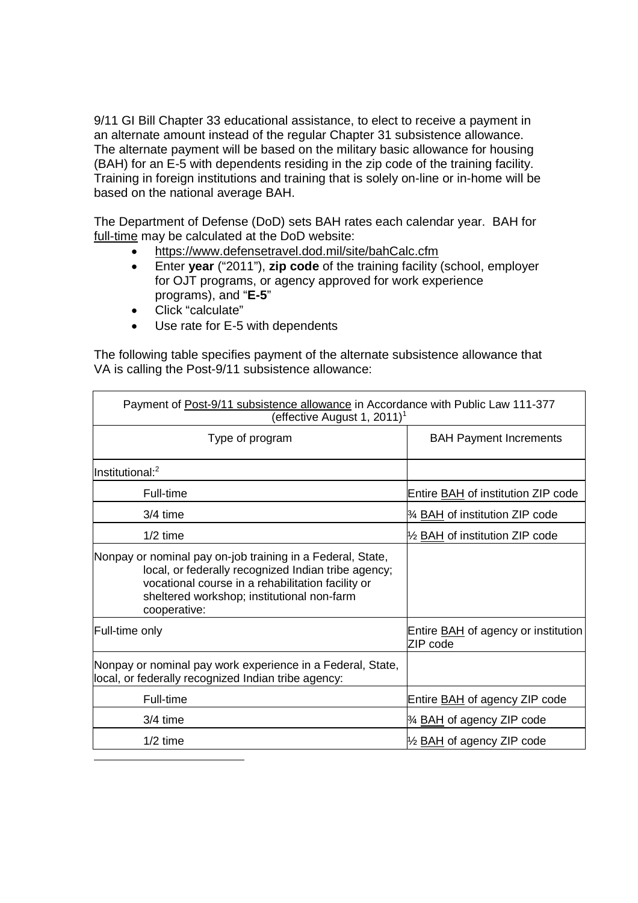9/11 GI Bill Chapter 33 educational assistance, to elect to receive a payment in an alternate amount instead of the regular Chapter 31 subsistence allowance. The alternate payment will be based on the military basic allowance for housing (BAH) for an E-5 with dependents residing in the zip code of the training facility. Training in foreign institutions and training that is solely on-line or in-home will be based on the national average BAH.

The Department of Defense (DoD) sets BAH rates each calendar year. BAH for full-time may be calculated at the DoD website:

- https://www.defensetravel.dod.mil/site/bahCalc.cfm
- Enter **year** ("2011"), **zip code** of the training facility (school, employer for OJT programs, or agency approved for work experience programs), and "**E-5**"
- Click "calculate"
- Use rate for E-5 with dependents

The following table specifies payment of the alternate subsistence allowance that VA is calling the Post-9/11 subsistence allowance:

| Payment of Post-9/11 subsistence allowance in Accordance with Public Law 111-377 (effective August 1, 2011)[1] | |
|---|---|
| Type of program | BAH Payment Increments |
| Institutional:[2] | |
| Full-time | Entire BAH of institution ZIP code |
| 3/4 time | ¾ BAH of institution ZIP code |
| 1/2 time | ½ BAH of institution ZIP code |
| Nonpay or nominal pay on-job training in a Federal, State, local, or federally recognized Indian tribe agency; vocational course in a rehabilitation facility or sheltered workshop; institutional non-farm cooperative: | |
| Full-time only | Entire BAH of agency or institution ZIP code |
| Nonpay or nominal pay work experience in a Federal, State, local, or federally recognized Indian tribe agency: | |
| Full-time | Entire BAH of agency ZIP code |
| 3/4 time | ¾ BAH of agency ZIP code |
| 1/2 time | ½ BAH of agency ZIP code |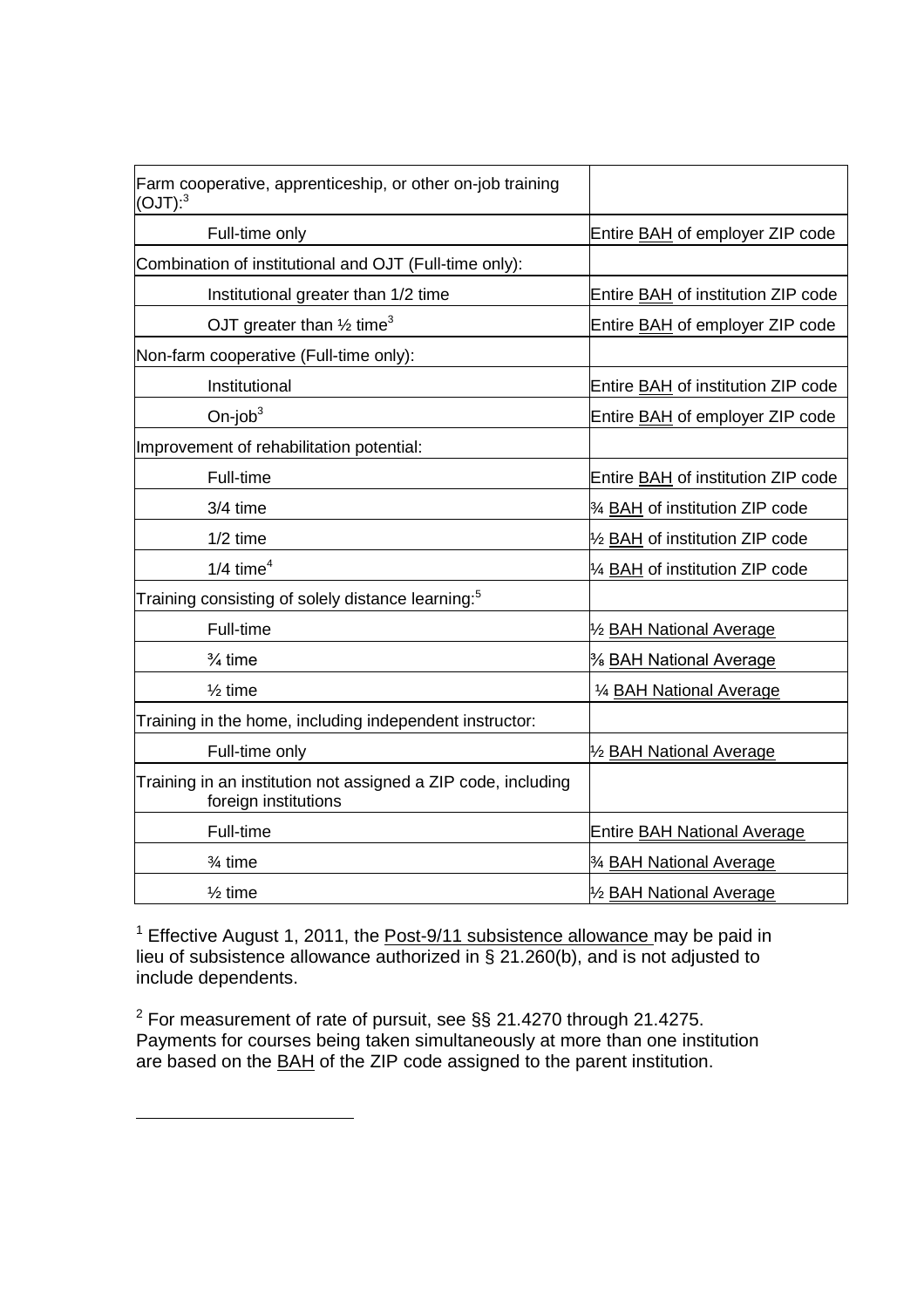| | |
|---|---|
| Farm cooperative, apprenticeship, or other on-job training (OJT):[3] | |
| Full-time only | Entire BAH of employer ZIP code |
| Combination of institutional and OJT (Full-time only): | |
| Institutional greater than 1/2 time | Entire BAH of institution ZIP code |
| OJT greater than ½ time[3] | Entire BAH of employer ZIP code |
| Non-farm cooperative (Full-time only): | |
| Institutional | Entire BAH of institution ZIP code |
| On-job[3] | Entire BAH of employer ZIP code |
| Improvement of rehabilitation potential: | |
| Full-time | Entire BAH of institution ZIP code |
| 3/4 time | ¾ BAH of institution ZIP code |
| 1/2 time | ½ BAH of institution ZIP code |
| 1/4 time[4] | ¼ BAH of institution ZIP code |
| Training consisting of solely distance learning:[5] | |
| Full-time | ½ BAH National Average |
| ¾ time | ⅜ BAH National Average |
| ½ time | ¼ BAH National Average |
| Training in the home, including independent instructor: | |
| Full-time only | ½ BAH National Average |
| Training in an institution not assigned a ZIP code, including foreign institutions | |
| Full-time | Entire BAH National Average |
| ¾ time | ¾ BAH National Average |
| ½ time | ½ BAH National Average |

[1] Effective August 1, 2011, the Post-9/11 subsistence allowance may be paid in lieu of subsistence allowance authorized in § 21.260(b), and is not adjusted to include dependents.

[2] For measurement of rate of pursuit, see §§ 21.4270 through 21.4275. Payments for courses being taken simultaneously at more than one institution are based on the BAH of the ZIP code assigned to the parent institution.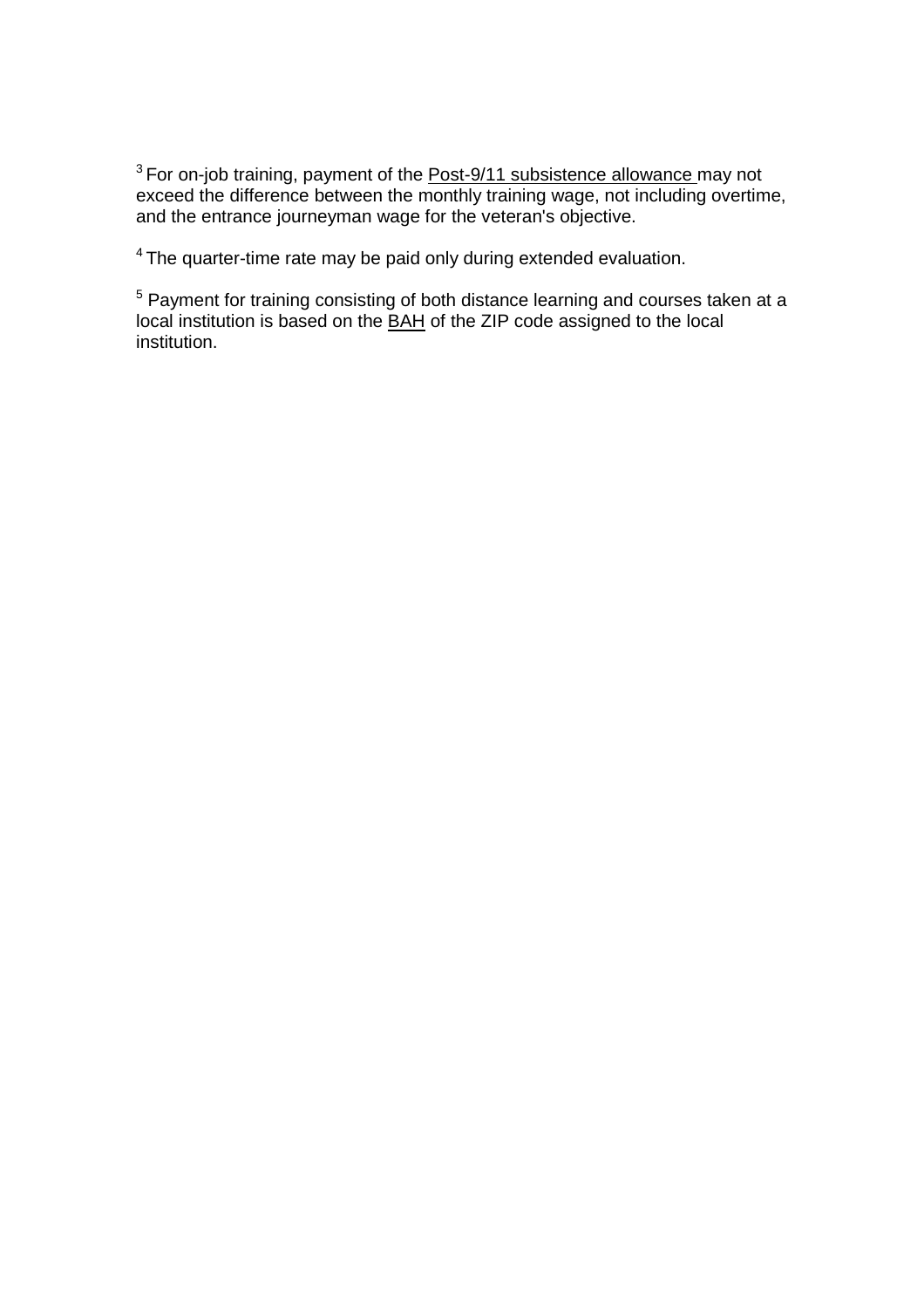[3] For on-job training, payment of the Post-9/11 subsistence allowance may not exceed the difference between the monthly training wage, not including overtime, and the entrance journeyman wage for the veteran's objective.

[4] The quarter-time rate may be paid only during extended evaluation.

[5] Payment for training consisting of both distance learning and courses taken at a local institution is based on the BAH of the ZIP code assigned to the local institution.